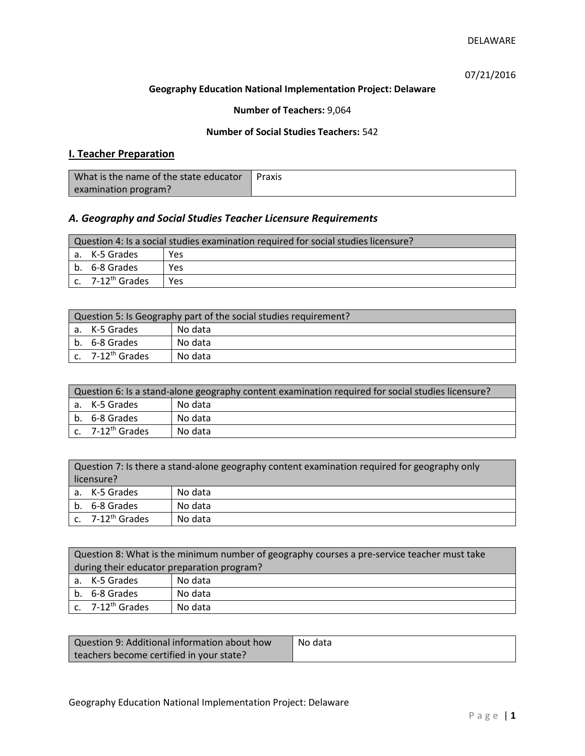07/21/2016

**Geography Education National Implementation Project: Delaware**

**Number of Teachers:** 9,064

**Number of Social Studies Teachers:** 542

## I. Teacher Preparation

| What is the name of the state educator examination program? | Praxis |
|---|---|

### *A. Geography and Social Studies Teacher Licensure Requirements*

| Question 4: Is a social studies examination required for social studies licensure? | |
|---|---|
| a. K-5 Grades | Yes |
| b. 6-8 Grades | Yes |
| c. 7-12th Grades | Yes |

| Question 5: Is Geography part of the social studies requirement? | |
|---|---|
| a. K-5 Grades | No data |
| b. 6-8 Grades | No data |
| c. 7-12th Grades | No data |

| Question 6: Is a stand-alone geography content examination required for social studies licensure? | |
|---|---|
| a. K-5 Grades | No data |
| b. 6-8 Grades | No data |
| c. 7-12th Grades | No data |

| Question 7: Is there a stand-alone geography content examination required for geography only licensure? | |
|---|---|
| a. K-5 Grades | No data |
| b. 6-8 Grades | No data |
| c. 7-12th Grades | No data |

| Question 8: What is the minimum number of geography courses a pre-service teacher must take during their educator preparation program? | |
|---|---|
| a. K-5 Grades | No data |
| b. 6-8 Grades | No data |
| c. 7-12th Grades | No data |

| Question 9: Additional information about how teachers become certified in your state? | No data |
|---|---|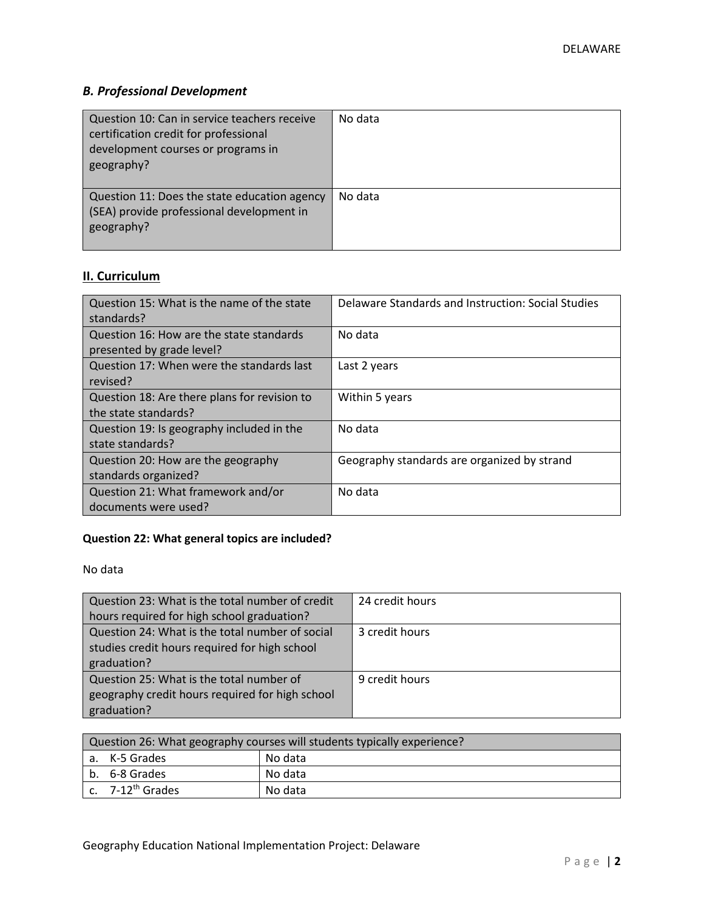### *B. Professional Development*

| | |
|---|---|
| Question 10: Can in service teachers receive certification credit for professional development courses or programs in geography? | No data |
| Question 11: Does the state education agency (SEA) provide professional development in geography? | No data |

## II. Curriculum

| | |
|---|---|
| Question 15: What is the name of the state standards? | Delaware Standards and Instruction: Social Studies |
| Question 16: How are the state standards presented by grade level? | No data |
| Question 17: When were the standards last revised? | Last 2 years |
| Question 18: Are there plans for revision to the state standards? | Within 5 years |
| Question 19: Is geography included in the state standards? | No data |
| Question 20: How are the geography standards organized? | Geography standards are organized by strand |
| Question 21: What framework and/or documents were used? | No data |

**Question 22: What general topics are included?**

No data

| | |
|---|---|
| Question 23: What is the total number of credit hours required for high school graduation? | 24 credit hours |
| Question 24: What is the total number of social studies credit hours required for high school graduation? | 3 credit hours |
| Question 25: What is the total number of geography credit hours required for high school graduation? | 9 credit hours |

| Question 26: What geography courses will students typically experience? | |
|---|---|
| a. K-5 Grades | No data |
| b. 6-8 Grades | No data |
| c. 7-12th Grades | No data |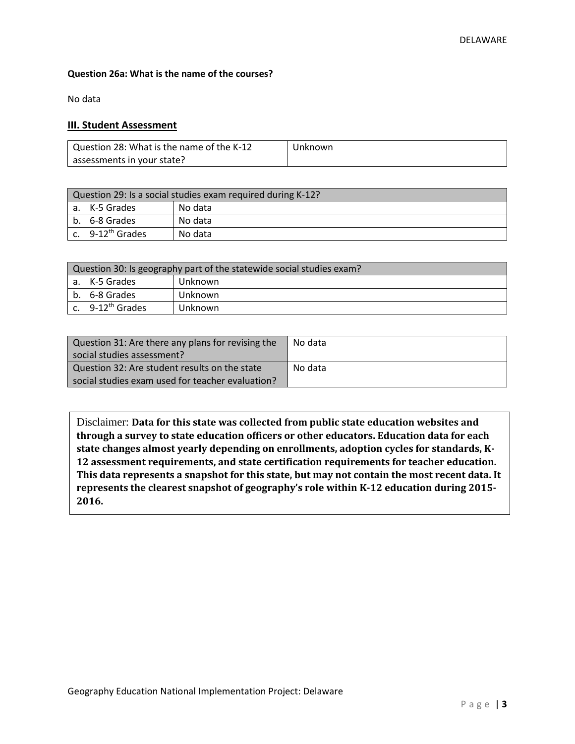**Question 26a: What is the name of the courses?**

No data

## III. Student Assessment

| | |
|---|---|
| Question 28: What is the name of the K-12 assessments in your state? | Unknown |

| Question 29: Is a social studies exam required during K-12? | |
|---|---|
| a. K-5 Grades | No data |
| b. 6-8 Grades | No data |
| c. 9-12th Grades | No data |

| Question 30: Is geography part of the statewide social studies exam? | |
|---|---|
| a. K-5 Grades | Unknown |
| b. 6-8 Grades | Unknown |
| c. 9-12th Grades | Unknown |

| | |
|---|---|
| Question 31: Are there any plans for revising the social studies assessment? | No data |
| Question 32: Are student results on the state social studies exam used for teacher evaluation? | No data |

Disclaimer: **Data for this state was collected from public state education websites and through a survey to state education officers or other educators. Education data for each state changes almost yearly depending on enrollments, adoption cycles for standards, K-12 assessment requirements, and state certification requirements for teacher education. This data represents a snapshot for this state, but may not contain the most recent data. It represents the clearest snapshot of geography's role within K-12 education during 2015-2016.**